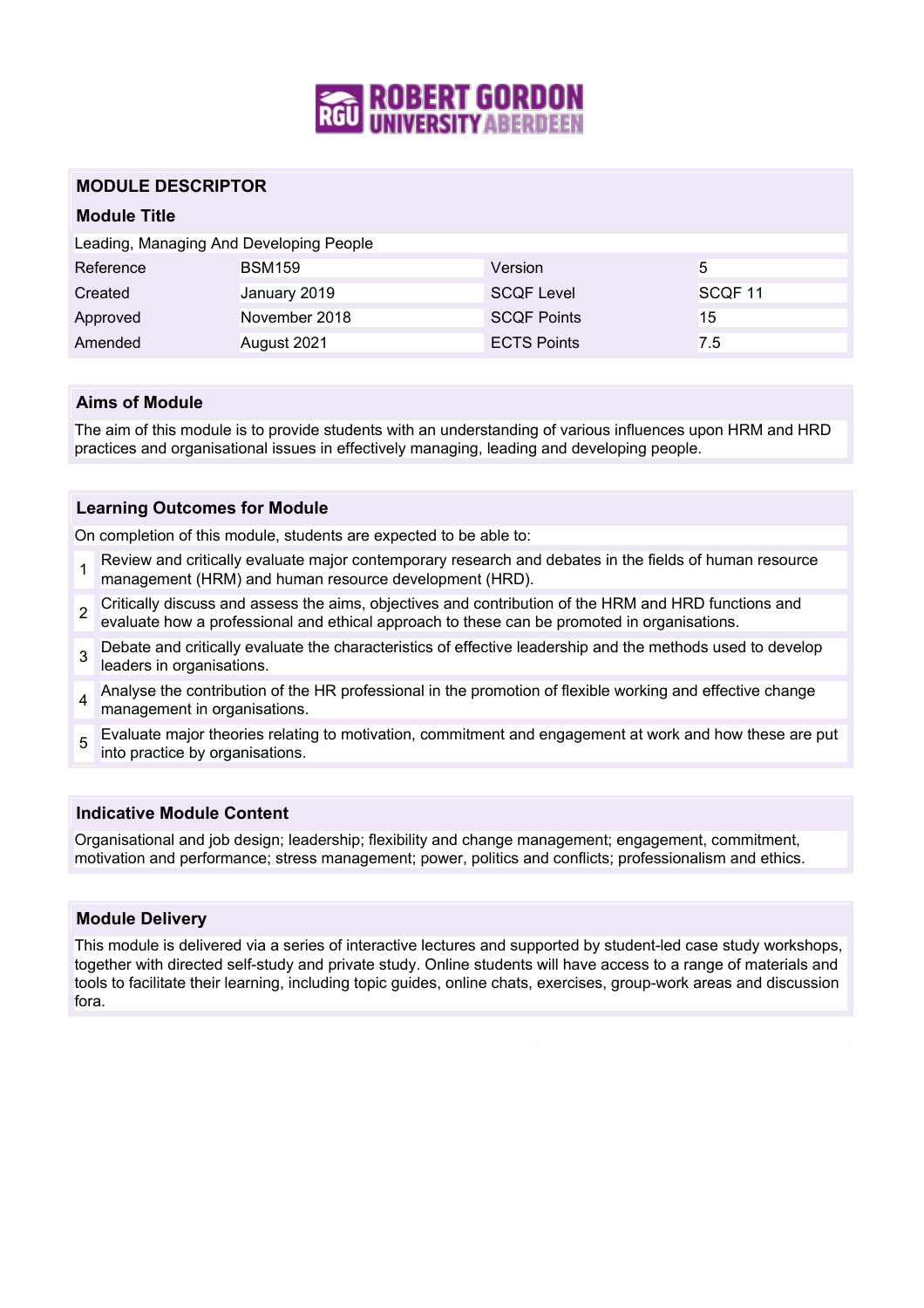# MODULE DESCRIPTOR

## Module Title

Leading, Managing And Developing People

| Reference | BSM159 | Version | 5 |
|---|---|---|---|
| Created | January 2019 | SCQF Level | SCQF 11 |
| Approved | November 2018 | SCQF Points | 15 |
| Amended | August 2021 | ECTS Points | 7.5 |

## Aims of Module

The aim of this module is to provide students with an understanding of various influences upon HRM and HRD practices and organisational issues in effectively managing, leading and developing people.

## Learning Outcomes for Module

On completion of this module, students are expected to be able to:

1. Review and critically evaluate major contemporary research and debates in the fields of human resource management (HRM) and human resource development (HRD).
2. Critically discuss and assess the aims, objectives and contribution of the HRM and HRD functions and evaluate how a professional and ethical approach to these can be promoted in organisations.
3. Debate and critically evaluate the characteristics of effective leadership and the methods used to develop leaders in organisations.
4. Analyse the contribution of the HR professional in the promotion of flexible working and effective change management in organisations.
5. Evaluate major theories relating to motivation, commitment and engagement at work and how these are put into practice by organisations.

## Indicative Module Content

Organisational and job design; leadership; flexibility and change management; engagement, commitment, motivation and performance; stress management; power, politics and conflicts; professionalism and ethics.

## Module Delivery

This module is delivered via a series of interactive lectures and supported by student-led case study workshops, together with directed self-study and private study. Online students will have access to a range of materials and tools to facilitate their learning, including topic guides, online chats, exercises, group-work areas and discussion fora.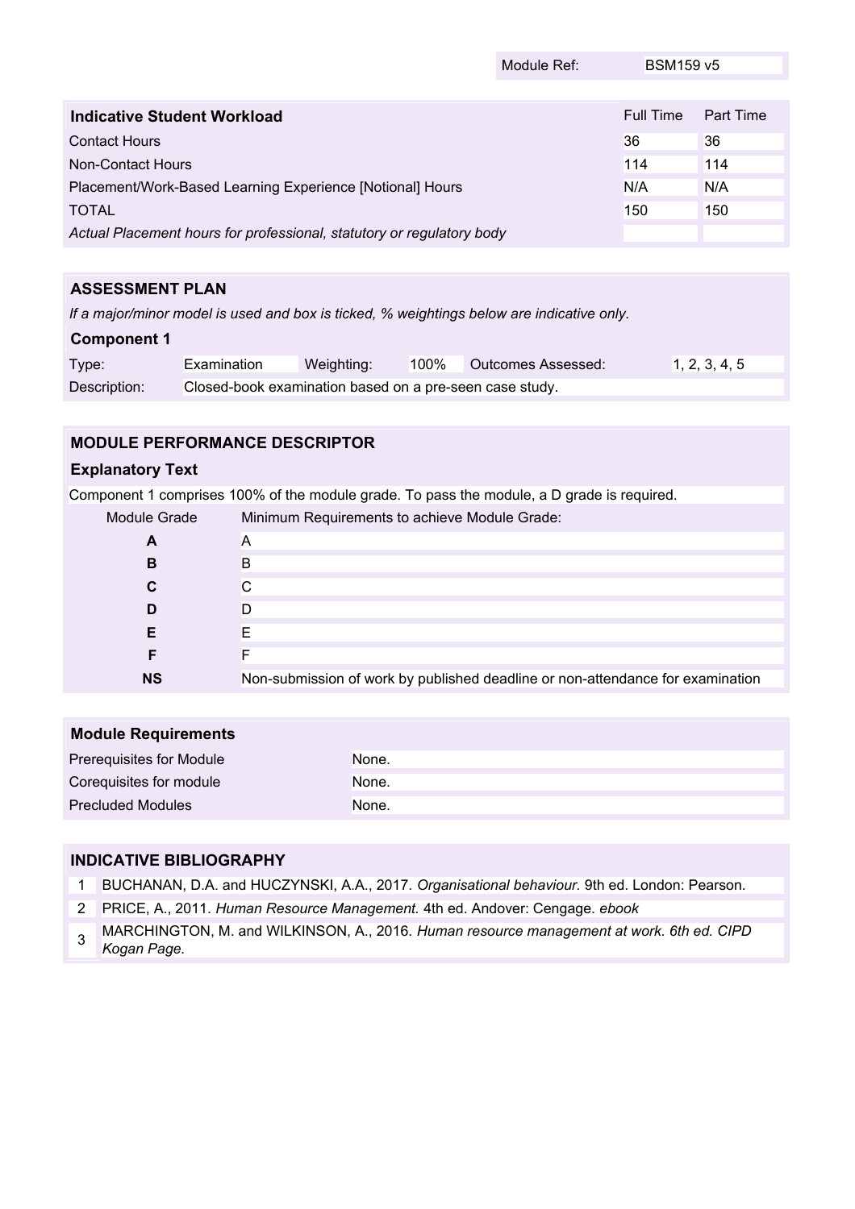| Module Ref: | BSM159 v5 |
| --- | --- |

| Indicative Student Workload | Full Time | Part Time |
| --- | --- | --- |
| Contact Hours | 36 | 36 |
| Non-Contact Hours | 114 | 114 |
| Placement/Work-Based Learning Experience [Notional] Hours | N/A | N/A |
| TOTAL | 150 | 150 |
| *Actual Placement hours for professional, statutory or regulatory body* | | |

## ASSESSMENT PLAN

*If a major/minor model is used and box is ticked, % weightings below are indicative only.*

### Component 1

| | | | | | |
| --- | --- | --- | --- | --- | --- |
| Type: | Examination | Weighting: | 100% | Outcomes Assessed: | 1, 2, 3, 4, 5 |
| Description: | Closed-book examination based on a pre-seen case study. | | | | |

## MODULE PERFORMANCE DESCRIPTOR

### Explanatory Text

Component 1 comprises 100% of the module grade. To pass the module, a D grade is required.

| Module Grade | Minimum Requirements to achieve Module Grade: |
| --- | --- |
| **A** | A |
| **B** | B |
| **C** | C |
| **D** | D |
| **E** | E |
| **F** | F |
| **NS** | Non-submission of work by published deadline or non-attendance for examination |

## Module Requirements

| | |
| --- | --- |
| Prerequisites for Module | None. |
| Corequisites for module | None. |
| Precluded Modules | None. |

## INDICATIVE BIBLIOGRAPHY

1. BUCHANAN, D.A. and HUCZYNSKI, A.A., 2017. *Organisational behaviour.* 9th ed. London: Pearson.
2. PRICE, A., 2011. *Human Resource Management.* 4th ed. Andover: Cengage. *ebook*
3. MARCHINGTON, M. and WILKINSON, A., 2016. *Human resource management at work. 6th ed. CIPD Kogan Page.*